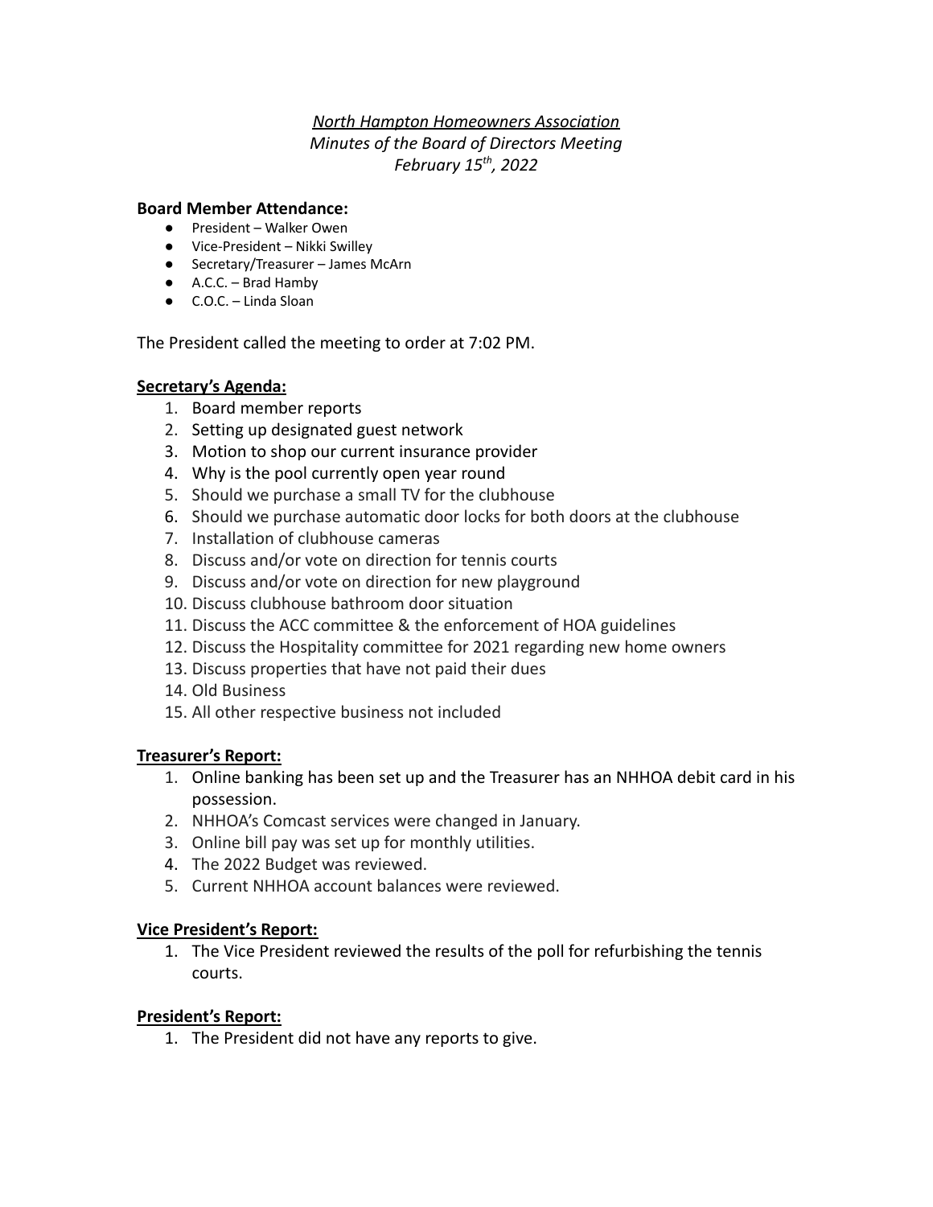*North Hampton Homeowners Association*
*Minutes of the Board of Directors Meeting*
*February 15th, 2022*

**Board Member Attendance:**

- President – Walker Owen
- Vice-President – Nikki Swilley
- Secretary/Treasurer – James McArn
- A.C.C. – Brad Hamby
- C.O.C. – Linda Sloan

The President called the meeting to order at 7:02 PM.

**Secretary's Agenda:**

1. Board member reports
2. Setting up designated guest network
3. Motion to shop our current insurance provider
4. Why is the pool currently open year round
5. Should we purchase a small TV for the clubhouse
6. Should we purchase automatic door locks for both doors at the clubhouse
7. Installation of clubhouse cameras
8. Discuss and/or vote on direction for tennis courts
9. Discuss and/or vote on direction for new playground
10. Discuss clubhouse bathroom door situation
11. Discuss the ACC committee & the enforcement of HOA guidelines
12. Discuss the Hospitality committee for 2021 regarding new home owners
13. Discuss properties that have not paid their dues
14. Old Business
15. All other respective business not included

**Treasurer's Report:**

1. Online banking has been set up and the Treasurer has an NHHOA debit card in his possession.
2. NHHOA's Comcast services were changed in January.
3. Online bill pay was set up for monthly utilities.
4. The 2022 Budget was reviewed.
5. Current NHHOA account balances were reviewed.

**Vice President's Report:**

1. The Vice President reviewed the results of the poll for refurbishing the tennis courts.

**President's Report:**

1. The President did not have any reports to give.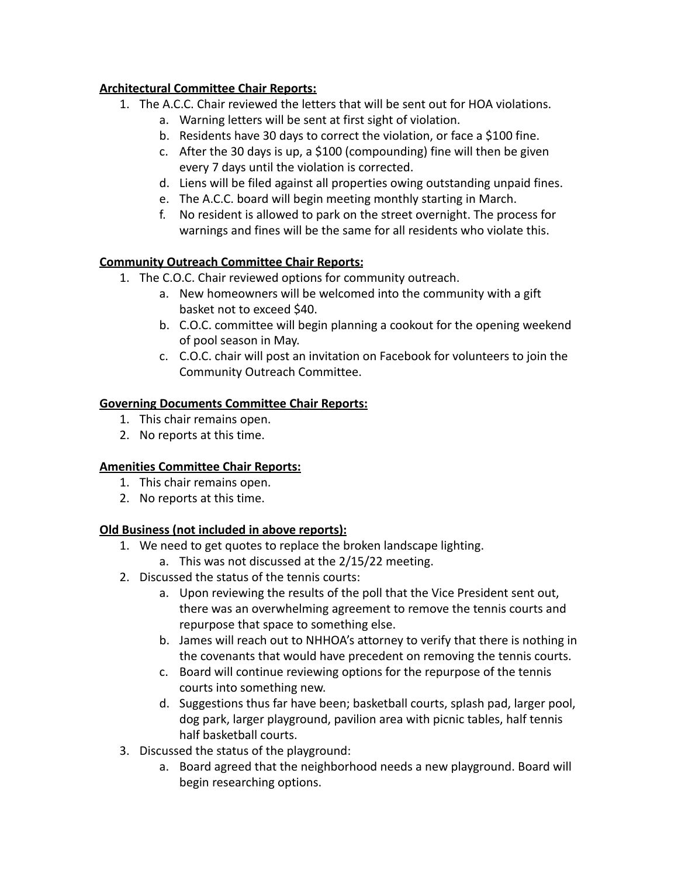**Architectural Committee Chair Reports:**

1. The A.C.C. Chair reviewed the letters that will be sent out for HOA violations.
    a. Warning letters will be sent at first sight of violation.
    b. Residents have 30 days to correct the violation, or face a $100 fine.
    c. After the 30 days is up, a $100 (compounding) fine will then be given every 7 days until the violation is corrected.
    d. Liens will be filed against all properties owing outstanding unpaid fines.
    e. The A.C.C. board will begin meeting monthly starting in March.
    f. No resident is allowed to park on the street overnight. The process for warnings and fines will be the same for all residents who violate this.

**Community Outreach Committee Chair Reports:**

1. The C.O.C. Chair reviewed options for community outreach.
    a. New homeowners will be welcomed into the community with a gift basket not to exceed $40.
    b. C.O.C. committee will begin planning a cookout for the opening weekend of pool season in May.
    c. C.O.C. chair will post an invitation on Facebook for volunteers to join the Community Outreach Committee.

**Governing Documents Committee Chair Reports:**

1. This chair remains open.
2. No reports at this time.

**Amenities Committee Chair Reports:**

1. This chair remains open.
2. No reports at this time.

**Old Business (not included in above reports):**

1. We need to get quotes to replace the broken landscape lighting.
    a. This was not discussed at the 2/15/22 meeting.
2. Discussed the status of the tennis courts:
    a. Upon reviewing the results of the poll that the Vice President sent out, there was an overwhelming agreement to remove the tennis courts and repurpose that space to something else.
    b. James will reach out to NHHOA's attorney to verify that there is nothing in the covenants that would have precedent on removing the tennis courts.
    c. Board will continue reviewing options for the repurpose of the tennis courts into something new.
    d. Suggestions thus far have been; basketball courts, splash pad, larger pool, dog park, larger playground, pavilion area with picnic tables, half tennis half basketball courts.
3. Discussed the status of the playground:
    a. Board agreed that the neighborhood needs a new playground. Board will begin researching options.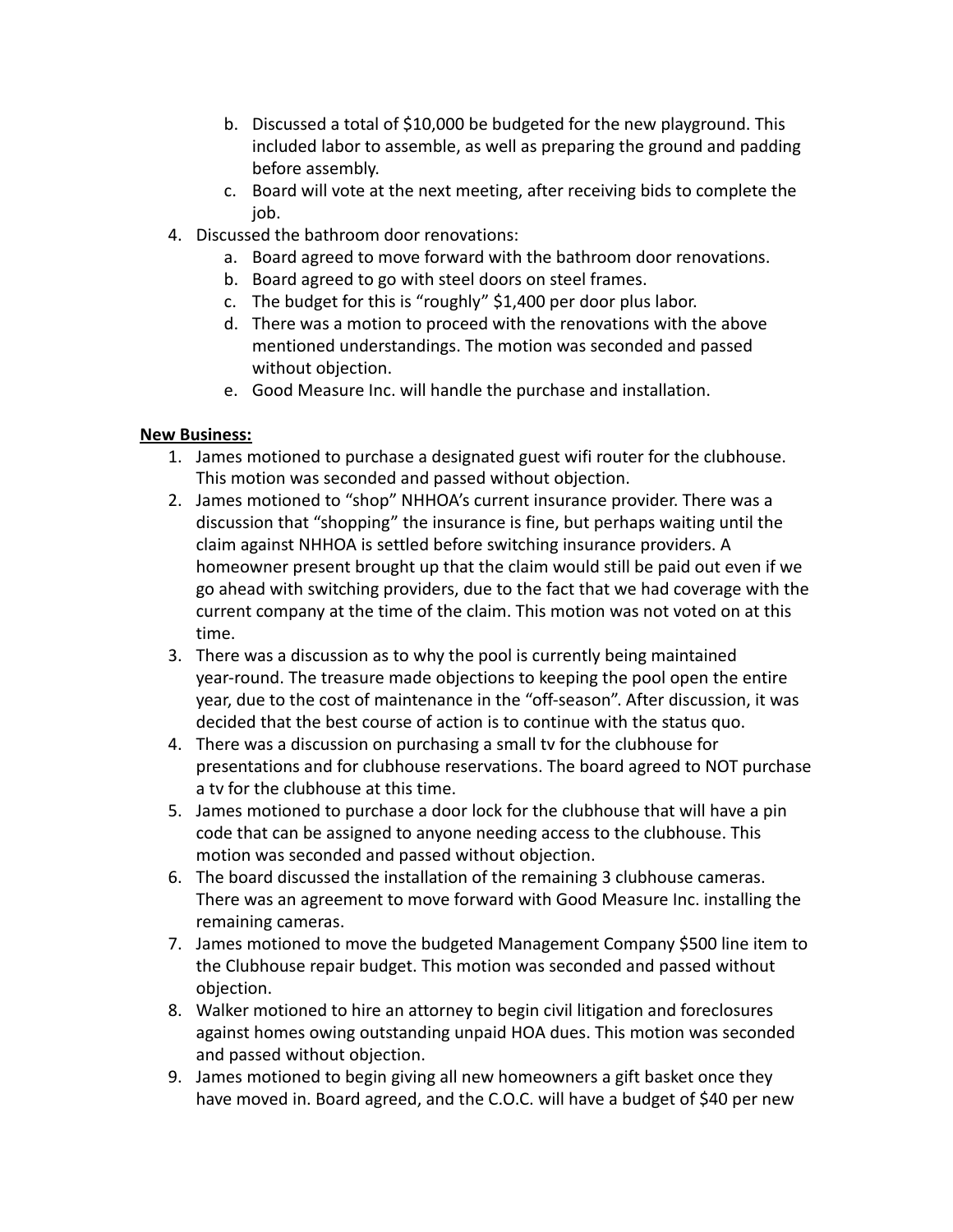b. Discussed a total of $10,000 be budgeted for the new playground. This included labor to assemble, as well as preparing the ground and padding before assembly.
   c. Board will vote at the next meeting, after receiving bids to complete the job.

4. Discussed the bathroom door renovations:
   a. Board agreed to move forward with the bathroom door renovations.
   b. Board agreed to go with steel doors on steel frames.
   c. The budget for this is "roughly" $1,400 per door plus labor.
   d. There was a motion to proceed with the renovations with the above mentioned understandings. The motion was seconded and passed without objection.
   e. Good Measure Inc. will handle the purchase and installation.

**New Business:**

1. James motioned to purchase a designated guest wifi router for the clubhouse. This motion was seconded and passed without objection.
2. James motioned to "shop" NHHOA's current insurance provider. There was a discussion that "shopping" the insurance is fine, but perhaps waiting until the claim against NHHOA is settled before switching insurance providers. A homeowner present brought up that the claim would still be paid out even if we go ahead with switching providers, due to the fact that we had coverage with the current company at the time of the claim. This motion was not voted on at this time.
3. There was a discussion as to why the pool is currently being maintained year-round. The treasure made objections to keeping the pool open the entire year, due to the cost of maintenance in the "off-season". After discussion, it was decided that the best course of action is to continue with the status quo.
4. There was a discussion on purchasing a small tv for the clubhouse for presentations and for clubhouse reservations. The board agreed to NOT purchase a tv for the clubhouse at this time.
5. James motioned to purchase a door lock for the clubhouse that will have a pin code that can be assigned to anyone needing access to the clubhouse. This motion was seconded and passed without objection.
6. The board discussed the installation of the remaining 3 clubhouse cameras. There was an agreement to move forward with Good Measure Inc. installing the remaining cameras.
7. James motioned to move the budgeted Management Company $500 line item to the Clubhouse repair budget. This motion was seconded and passed without objection.
8. Walker motioned to hire an attorney to begin civil litigation and foreclosures against homes owing outstanding unpaid HOA dues. This motion was seconded and passed without objection.
9. James motioned to begin giving all new homeowners a gift basket once they have moved in. Board agreed, and the C.O.C. will have a budget of $40 per new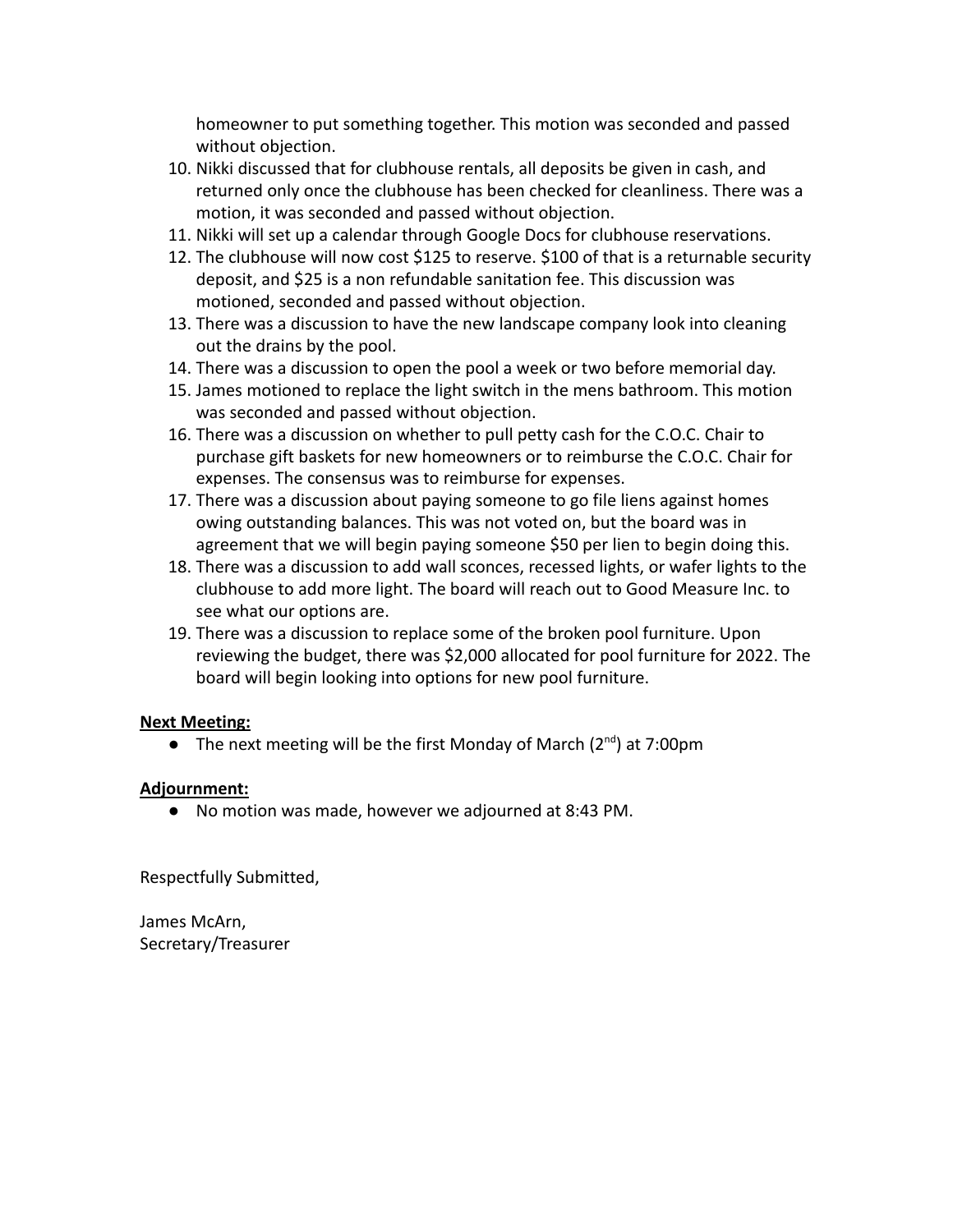homeowner to put something together. This motion was seconded and passed without objection.

10. Nikki discussed that for clubhouse rentals, all deposits be given in cash, and returned only once the clubhouse has been checked for cleanliness. There was a motion, it was seconded and passed without objection.
11. Nikki will set up a calendar through Google Docs for clubhouse reservations.
12. The clubhouse will now cost $125 to reserve. $100 of that is a returnable security deposit, and $25 is a non refundable sanitation fee. This discussion was motioned, seconded and passed without objection.
13. There was a discussion to have the new landscape company look into cleaning out the drains by the pool.
14. There was a discussion to open the pool a week or two before memorial day.
15. James motioned to replace the light switch in the mens bathroom. This motion was seconded and passed without objection.
16. There was a discussion on whether to pull petty cash for the C.O.C. Chair to purchase gift baskets for new homeowners or to reimburse the C.O.C. Chair for expenses. The consensus was to reimburse for expenses.
17. There was a discussion about paying someone to go file liens against homes owing outstanding balances. This was not voted on, but the board was in agreement that we will begin paying someone $50 per lien to begin doing this.
18. There was a discussion to add wall sconces, recessed lights, or wafer lights to the clubhouse to add more light. The board will reach out to Good Measure Inc. to see what our options are.
19. There was a discussion to replace some of the broken pool furniture. Upon reviewing the budget, there was $2,000 allocated for pool furniture for 2022. The board will begin looking into options for new pool furniture.

**Next Meeting:**

- The next meeting will be the first Monday of March (2nd) at 7:00pm

**Adjournment:**

- No motion was made, however we adjourned at 8:43 PM.

Respectfully Submitted,

James McArn,
Secretary/Treasurer